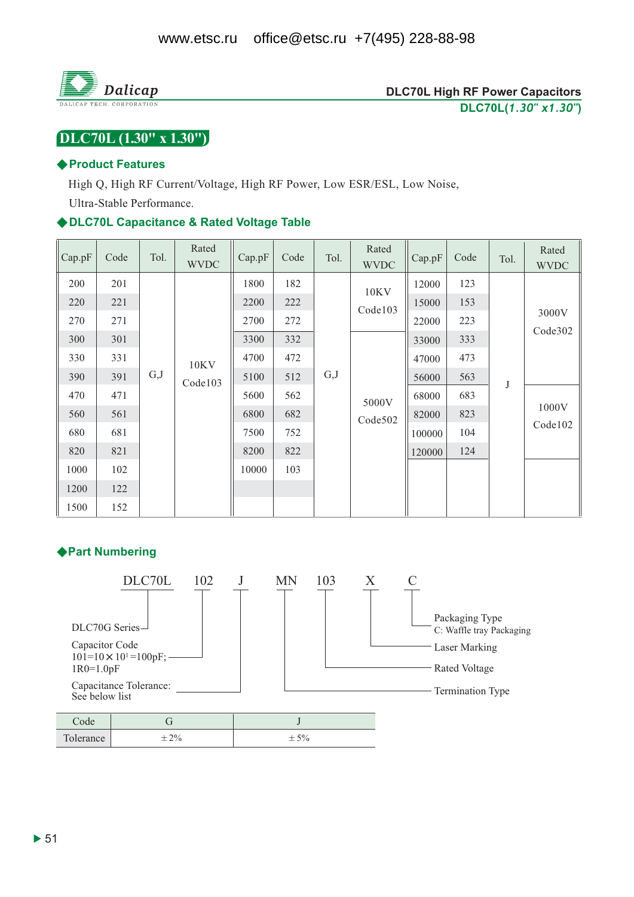www.etsc.ru office@etsc.ru +7(495) 228-88-98

Dalicap

DALICAP TECH. CORPORATION

**DLC70L High RF Power Capacitors**

**DLC70L(*1.30" x1.30"*)**

# DLC70L (1.30" x 1.30")

## ◆Product Features

High Q, High RF Current/Voltage, High RF Power, Low ESR/ESL, Low Noise, Ultra-Stable Performance.

## ◆DLC70L Capacitance & Rated Voltage Table

| Cap.pF | Code | Tol. | Rated WVDC | Cap.pF | Code | Tol. | Rated WVDC | Cap.pF | Code | Tol. | Rated WVDC |
|---|---|---|---|---|---|---|---|---|---|---|---|
| 200 | 201 | G,J | 10KV Code103 | 1800 | 182 | G,J | 10KV Code103 | 12000 | 123 | J | 3000V Code302 |
| 220 | 221 | | | 2200 | 222 | | | 15000 | 153 | | |
| 270 | 271 | | | 2700 | 272 | | | 22000 | 223 | | |
| 300 | 301 | | | 3300 | 332 | | 5000V Code502 | 33000 | 333 | | |
| 330 | 331 | | | 4700 | 472 | | | 47000 | 473 | | |
| 390 | 391 | | | 5100 | 512 | | | 56000 | 563 | | |
| 470 | 471 | | | 5600 | 562 | | | 68000 | 683 | | 1000V Code102 |
| 560 | 561 | | | 6800 | 682 | | | 82000 | 823 | | |
| 680 | 681 | | | 7500 | 752 | | | 100000 | 104 | | |
| 820 | 821 | | | 8200 | 822 | | | 120000 | 124 | | |
| 1000 | 102 | | | 10000 | 103 | | | | | | |
| 1200 | 122 | | | | | | | | | | |
| 1500 | 152 | | | | | | | | | | |

## ◆Part Numbering

DLC70L 102 J MN 103 X C

- DLC70L — DLC70G Series
- 102 — Capacitor Code: 101=10×10¹=100pF; 1R0=1.0pF
- J — Capacitance Tolerance: See below list
- MN — Termination Type
- 103 — Rated Voltage
- X — Laser Marking
- C — Packaging Type, C: Waffle tray Packaging

| Code | G | J |
|---|---|---|
| Tolerance | ±2% | ±5% |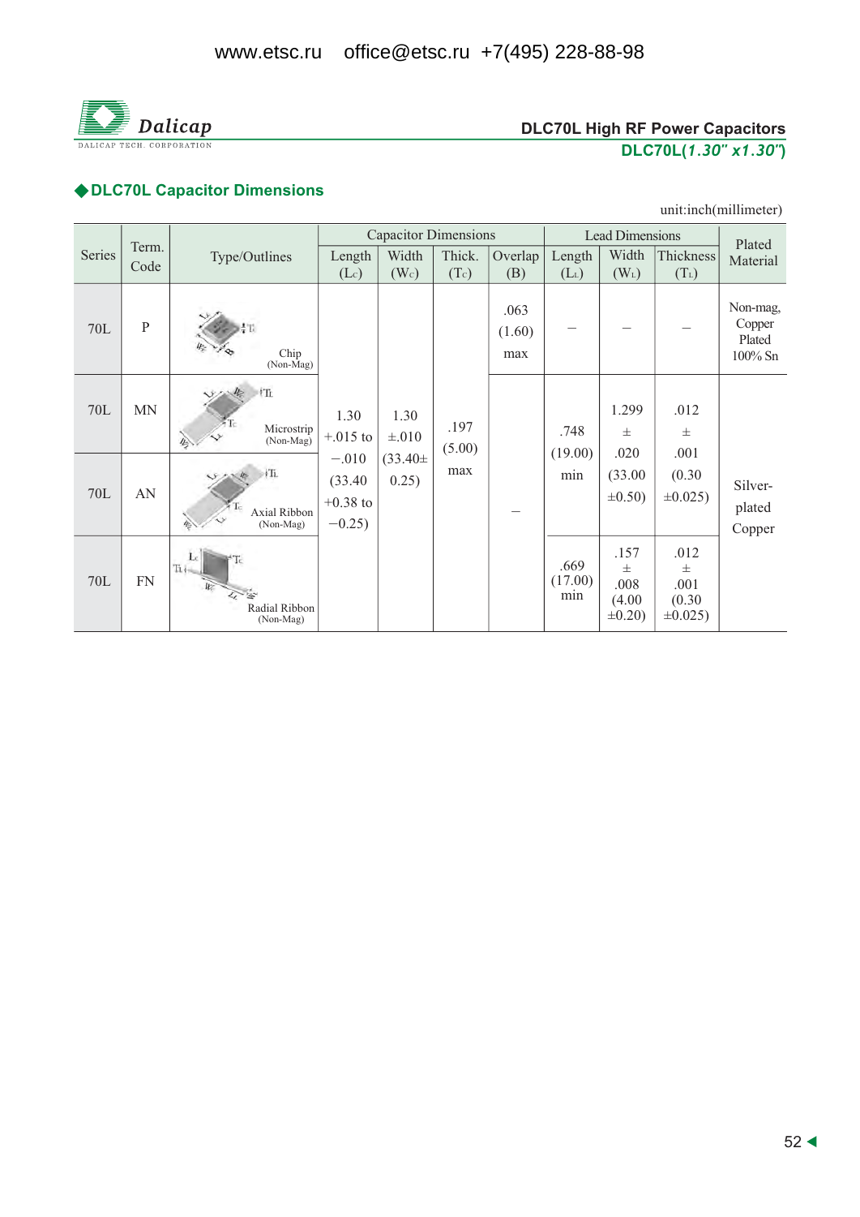## ◆DLC70L Capacitor Dimensions

unit:inch(millimeter)

| Series | Term. Code | Type/Outlines | Capacitor Dimensions | | | | Lead Dimensions | | | Plated Material |
|---|---|---|---|---|---|---|---|---|---|---|
| | | | Length ($L_C$) | Width ($W_C$) | Thick. ($T_C$) | Overlap (B) | Length ($L_L$) | Width ($W_L$) | Thickness ($T_L$) | |
| 70L | P | Chip (Non-Mag) | 1.30 +.015 to −.010 (33.40 +0.38 to −0.25) | 1.30 ±.010 (33.40± 0.25) | .197 (5.00) max | .063 (1.60) max | – | – | – | Non-mag, Copper Plated 100% Sn |
| 70L | MN | Microstrip (Non-Mag) | | | | – | .748 (19.00) min | 1.299 ± .020 (33.00 ±0.50) | .012 ± .001 (0.30 ±0.025) | Silver-plated Copper |
| 70L | AN | Axial Ribbon (Non-Mag) | | | | | | | | |
| 70L | FN | Radial Ribbon (Non-Mag) | | | | | .669 (17.00) min | .157 ± .008 (4.00 ±0.20) | .012 ± .001 (0.30 ±0.025) | |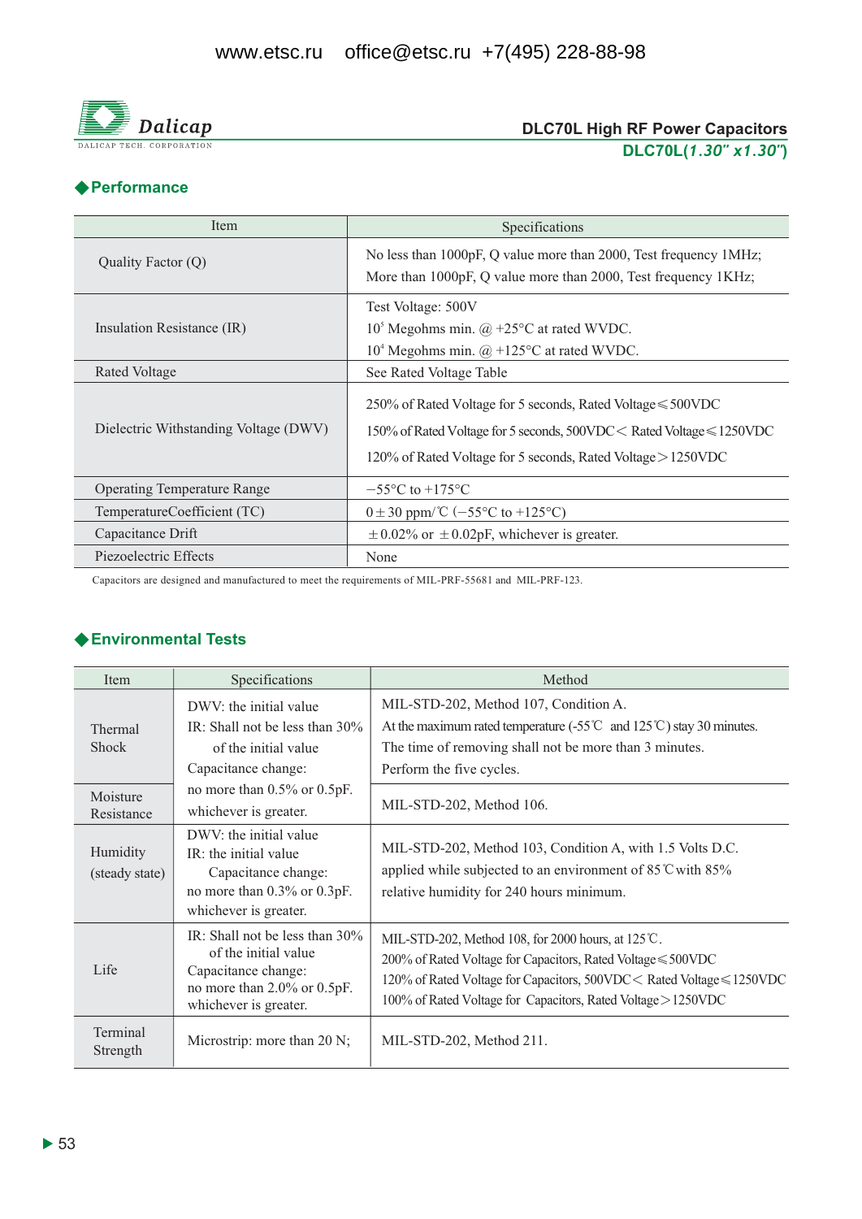# DLC70L High RF Power Capacitors

**DLC70L(*1.30" x1.30"*)**

## ◆Performance

| Item | Specifications |
|---|---|
| Quality Factor (Q) | No less than 1000pF, Q value more than 2000, Test frequency 1MHz;<br>More than 1000pF, Q value more than 2000, Test frequency 1KHz; |
| Insulation Resistance (IR) | Test Voltage: 500V<br>$10^5$ Megohms min. @ +25°C at rated WVDC.<br>$10^4$ Megohms min. @ +125°C at rated WVDC. |
| Rated Voltage | See Rated Voltage Table |
| Dielectric Withstanding Voltage (DWV) | 250% of Rated Voltage for 5 seconds, Rated Voltage≤500VDC<br>150% of Rated Voltage for 5 seconds, 500VDC< Rated Voltage≤1250VDC<br>120% of Rated Voltage for 5 seconds, Rated Voltage>1250VDC |
| Operating Temperature Range | −55°C to +175°C |
| TemperatureCoefficient (TC) | 0±30 ppm/℃ (−55°C to +125°C) |
| Capacitance Drift | ±0.02% or ±0.02pF, whichever is greater. |
| Piezoelectric Effects | None |

Capacitors are designed and manufactured to meet the requirements of MIL-PRF-55681 and MIL-PRF-123.

## ◆Environmental Tests

| Item | Specifications | Method |
|---|---|---|
| Thermal Shock | DWV: the initial value<br>IR: Shall not be less than 30% of the initial value<br>Capacitance change:<br>no more than 0.5% or 0.5pF. whichever is greater. | MIL-STD-202, Method 107, Condition A.<br>At the maximum rated temperature (-55℃ and 125℃) stay 30 minutes.<br>The time of removing shall not be more than 3 minutes.<br>Perform the five cycles. |
| Moisture Resistance | | MIL-STD-202, Method 106. |
| Humidity (steady state) | DWV: the initial value<br>IR: the initial value<br>Capacitance change:<br>no more than 0.3% or 0.3pF. whichever is greater. | MIL-STD-202, Method 103, Condition A, with 1.5 Volts D.C. applied while subjected to an environment of 85℃ with 85% relative humidity for 240 hours minimum. |
| Life | IR: Shall not be less than 30% of the initial value<br>Capacitance change:<br>no more than 2.0% or 0.5pF. whichever is greater. | MIL-STD-202, Method 108, for 2000 hours, at 125℃.<br>200% of Rated Voltage for Capacitors, Rated Voltage≤500VDC<br>120% of Rated Voltage for Capacitors, 500VDC< Rated Voltage≤1250VDC<br>100% of Rated Voltage for Capacitors, Rated Voltage>1250VDC |
| Terminal Strength | Microstrip: more than 20 N; | MIL-STD-202, Method 211. |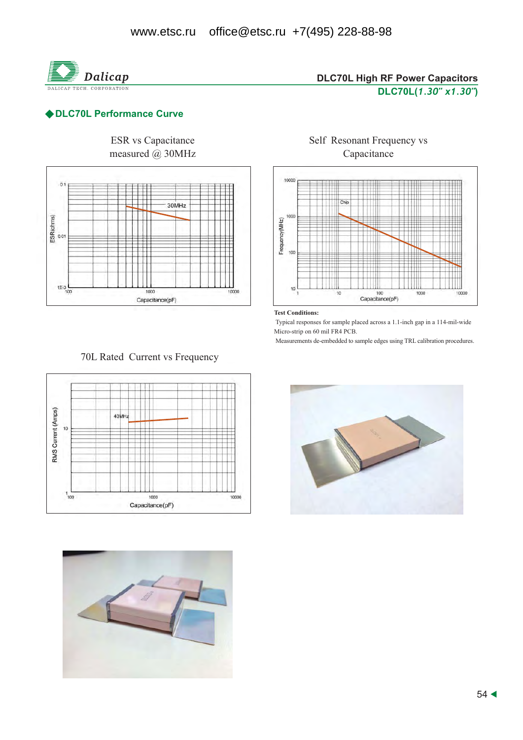www.etsc.ru office@etsc.ru +7(495) 228-88-98

Dalicap

DALICAP TECH. CORPORATION

DLC70L High RF Power Capacitors

DLC70L(*1.30" x1.30"*)

## ◆DLC70L Performance Curve

ESR vs Capacitance
measured @ 30MHz

0.1
0.01
1E-3
ESR(ohms)
30MHz
100
1000
10000
Capacitance(pF)

Self Resonant Frequency vs
Capacitance

10000
1000
100
10
Frequency(MHz)
Chip
1
10
100
1000
10000
Capacitance(pF)

**Test Conditions:**

Typical responses for sample placed across a 1.1-inch gap in a 114-mil-wide Micro-strip on 60 mil FR4 PCB.

Measurements de-embedded to sample edges using TRL calibration procedures.

70L Rated Current vs Frequency

RMS Current (Amps)
10
1
40MHz
100
1000
10000
Capacitance(pF)